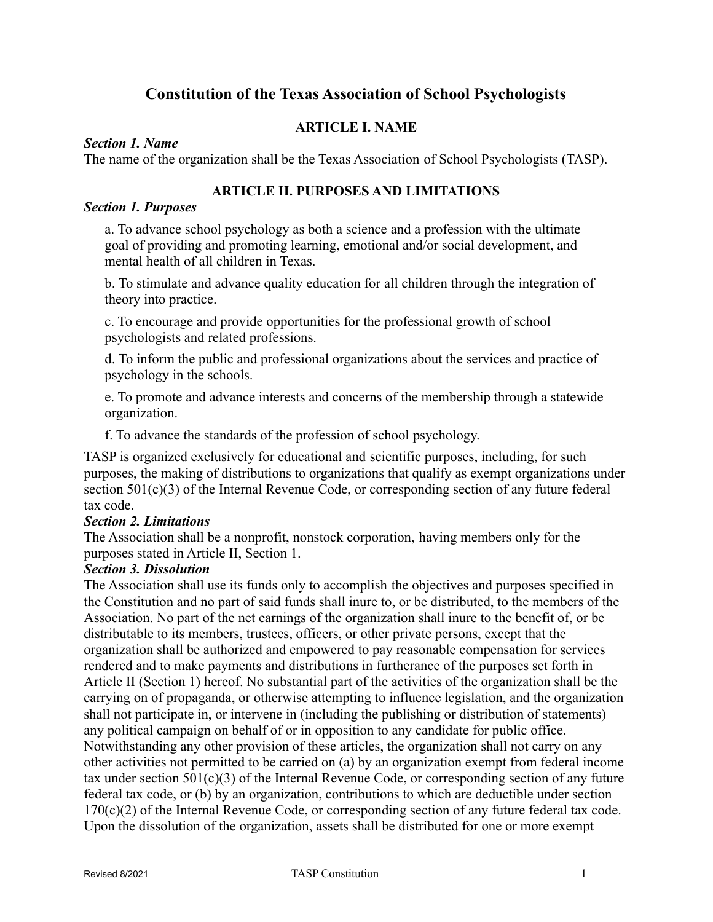# Constitution of the Texas Association of School Psychologists

## ARTICLE I. NAME

***Section 1. Name***

The name of the organization shall be the Texas Association of School Psychologists (TASP).

## ARTICLE II. PURPOSES AND LIMITATIONS

***Section 1. Purposes***

a. To advance school psychology as both a science and a profession with the ultimate goal of providing and promoting learning, emotional and/or social development, and mental health of all children in Texas.

b. To stimulate and advance quality education for all children through the integration of theory into practice.

c. To encourage and provide opportunities for the professional growth of school psychologists and related professions.

d. To inform the public and professional organizations about the services and practice of psychology in the schools.

e. To promote and advance interests and concerns of the membership through a statewide organization.

f. To advance the standards of the profession of school psychology.

TASP is organized exclusively for educational and scientific purposes, including, for such purposes, the making of distributions to organizations that qualify as exempt organizations under section 501(c)(3) of the Internal Revenue Code, or corresponding section of any future federal tax code.

***Section 2. Limitations***

The Association shall be a nonprofit, nonstock corporation, having members only for the purposes stated in Article II, Section 1.

***Section 3. Dissolution***

The Association shall use its funds only to accomplish the objectives and purposes specified in the Constitution and no part of said funds shall inure to, or be distributed, to the members of the Association. No part of the net earnings of the organization shall inure to the benefit of, or be distributable to its members, trustees, officers, or other private persons, except that the organization shall be authorized and empowered to pay reasonable compensation for services rendered and to make payments and distributions in furtherance of the purposes set forth in Article II (Section 1) hereof. No substantial part of the activities of the organization shall be the carrying on of propaganda, or otherwise attempting to influence legislation, and the organization shall not participate in, or intervene in (including the publishing or distribution of statements) any political campaign on behalf of or in opposition to any candidate for public office. Notwithstanding any other provision of these articles, the organization shall not carry on any other activities not permitted to be carried on (a) by an organization exempt from federal income tax under section 501(c)(3) of the Internal Revenue Code, or corresponding section of any future federal tax code, or (b) by an organization, contributions to which are deductible under section 170(c)(2) of the Internal Revenue Code, or corresponding section of any future federal tax code. Upon the dissolution of the organization, assets shall be distributed for one or more exempt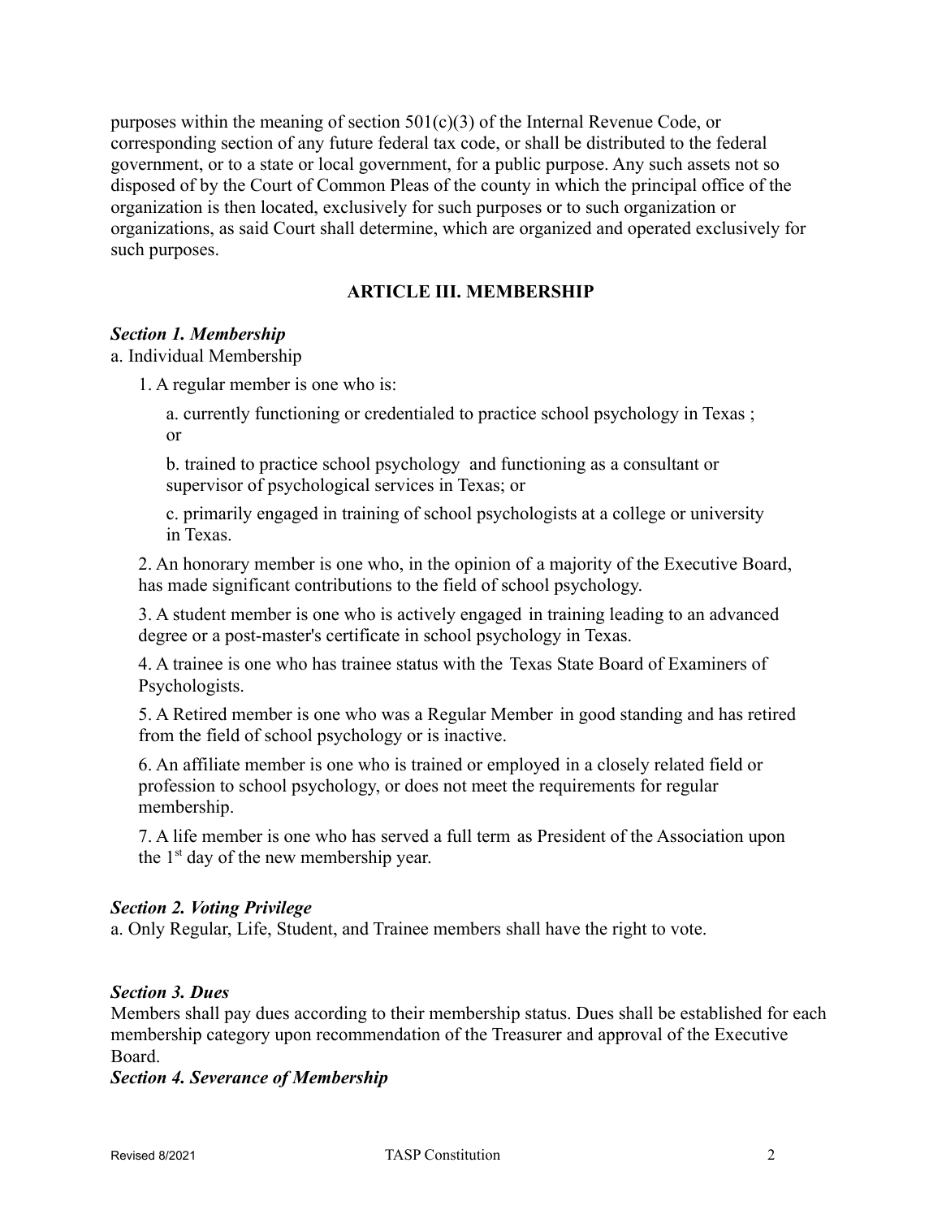purposes within the meaning of section 501(c)(3) of the Internal Revenue Code, or corresponding section of any future federal tax code, or shall be distributed to the federal government, or to a state or local government, for a public purpose. Any such assets not so disposed of by the Court of Common Pleas of the county in which the principal office of the organization is then located, exclusively for such purposes or to such organization or organizations, as said Court shall determine, which are organized and operated exclusively for such purposes.

## ARTICLE III. MEMBERSHIP

***Section 1. Membership***

a. Individual Membership

1. A regular member is one who is:

    a. currently functioning or credentialed to practice school psychology in Texas ; or

    b. trained to practice school psychology and functioning as a consultant or supervisor of psychological services in Texas; or

    c. primarily engaged in training of school psychologists at a college or university in Texas.

2. An honorary member is one who, in the opinion of a majority of the Executive Board, has made significant contributions to the field of school psychology.

3. A student member is one who is actively engaged in training leading to an advanced degree or a post-master's certificate in school psychology in Texas.

4. A trainee is one who has trainee status with the Texas State Board of Examiners of Psychologists.

5. A Retired member is one who was a Regular Member in good standing and has retired from the field of school psychology or is inactive.

6. An affiliate member is one who is trained or employed in a closely related field or profession to school psychology, or does not meet the requirements for regular membership.

7. A life member is one who has served a full term as President of the Association upon the 1st day of the new membership year.

***Section 2. Voting Privilege***

a. Only Regular, Life, Student, and Trainee members shall have the right to vote.

***Section 3. Dues***

Members shall pay dues according to their membership status. Dues shall be established for each membership category upon recommendation of the Treasurer and approval of the Executive Board.

***Section 4. Severance of Membership***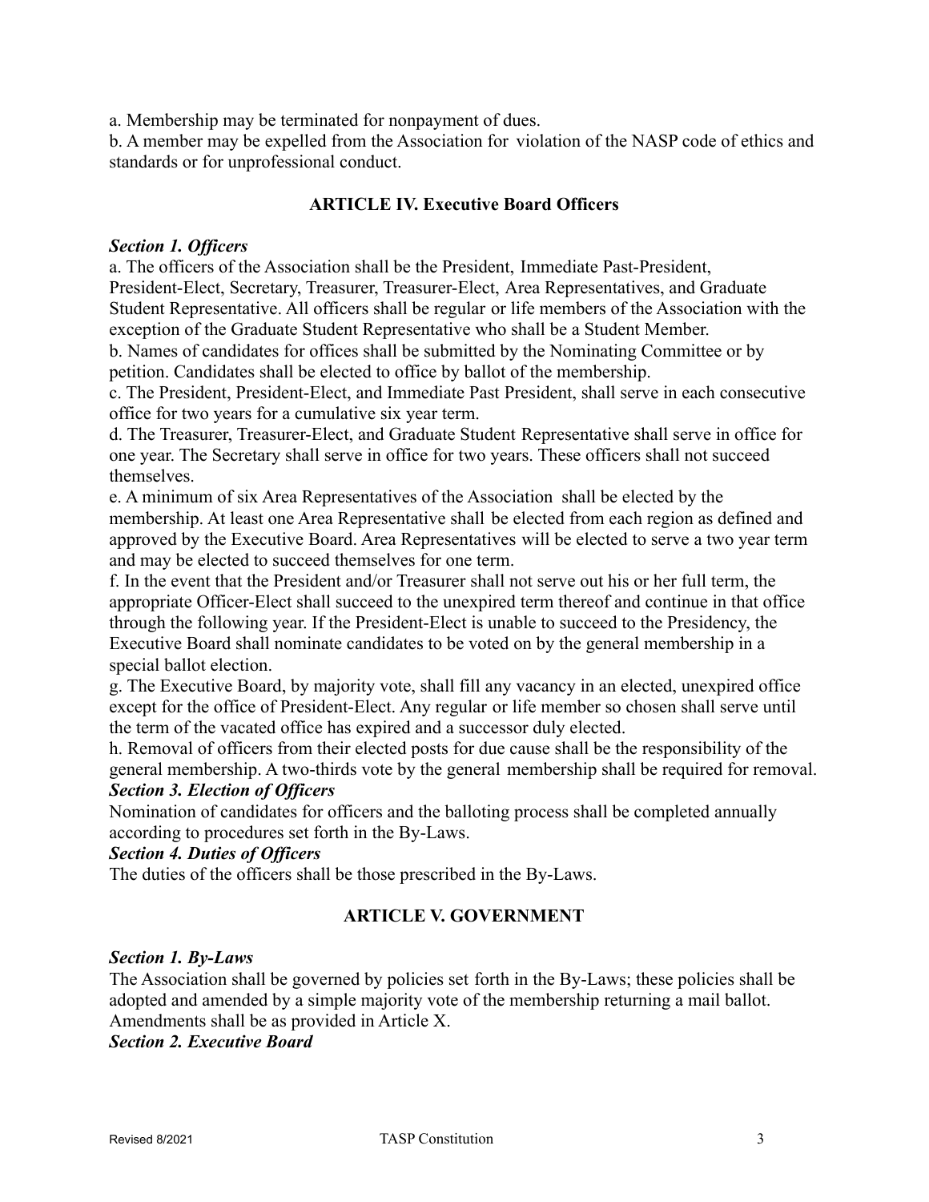a. Membership may be terminated for nonpayment of dues.
b. A member may be expelled from the Association for violation of the NASP code of ethics and standards or for unprofessional conduct.

## ARTICLE IV. Executive Board Officers

***Section 1. Officers***

a. The officers of the Association shall be the President, Immediate Past-President, President-Elect, Secretary, Treasurer, Treasurer-Elect, Area Representatives, and Graduate Student Representative. All officers shall be regular or life members of the Association with the exception of the Graduate Student Representative who shall be a Student Member.
b. Names of candidates for offices shall be submitted by the Nominating Committee or by petition. Candidates shall be elected to office by ballot of the membership.
c. The President, President-Elect, and Immediate Past President, shall serve in each consecutive office for two years for a cumulative six year term.
d. The Treasurer, Treasurer-Elect, and Graduate Student Representative shall serve in office for one year. The Secretary shall serve in office for two years. These officers shall not succeed themselves.
e. A minimum of six Area Representatives of the Association shall be elected by the membership. At least one Area Representative shall be elected from each region as defined and approved by the Executive Board. Area Representatives will be elected to serve a two year term and may be elected to succeed themselves for one term.
f. In the event that the President and/or Treasurer shall not serve out his or her full term, the appropriate Officer-Elect shall succeed to the unexpired term thereof and continue in that office through the following year. If the President-Elect is unable to succeed to the Presidency, the Executive Board shall nominate candidates to be voted on by the general membership in a special ballot election.
g. The Executive Board, by majority vote, shall fill any vacancy in an elected, unexpired office except for the office of President-Elect. Any regular or life member so chosen shall serve until the term of the vacated office has expired and a successor duly elected.
h. Removal of officers from their elected posts for due cause shall be the responsibility of the general membership. A two-thirds vote by the general membership shall be required for removal.

***Section 3. Election of Officers***

Nomination of candidates for officers and the balloting process shall be completed annually according to procedures set forth in the By-Laws.

***Section 4. Duties of Officers***

The duties of the officers shall be those prescribed in the By-Laws.

## ARTICLE V. GOVERNMENT

***Section 1. By-Laws***

The Association shall be governed by policies set forth in the By-Laws; these policies shall be adopted and amended by a simple majority vote of the membership returning a mail ballot. Amendments shall be as provided in Article X.

***Section 2. Executive Board***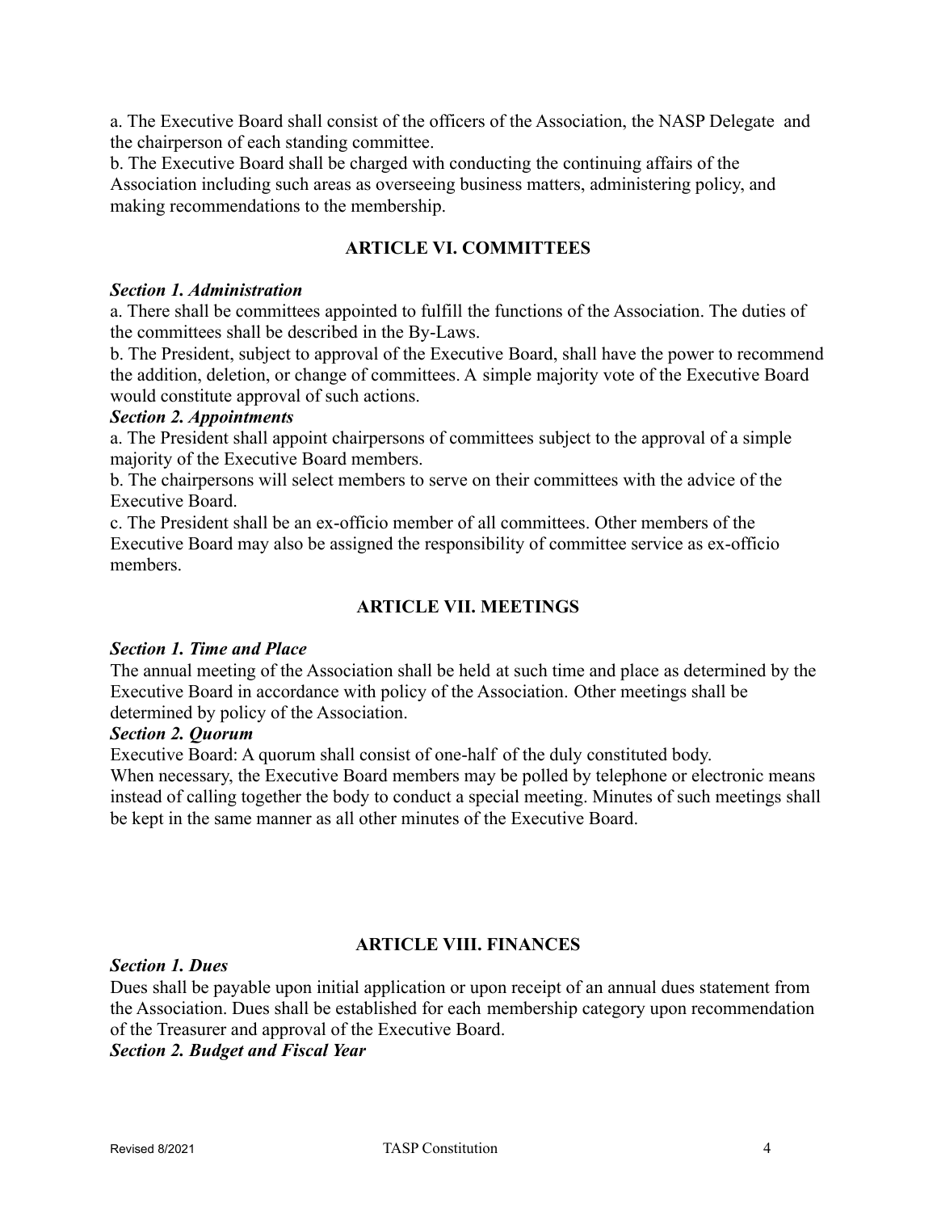a. The Executive Board shall consist of the officers of the Association, the NASP Delegate and the chairperson of each standing committee.
b. The Executive Board shall be charged with conducting the continuing affairs of the Association including such areas as overseeing business matters, administering policy, and making recommendations to the membership.

## ARTICLE VI. COMMITTEES

***Section 1. Administration***

a. There shall be committees appointed to fulfill the functions of the Association. The duties of the committees shall be described in the By-Laws.
b. The President, subject to approval of the Executive Board, shall have the power to recommend the addition, deletion, or change of committees. A simple majority vote of the Executive Board would constitute approval of such actions.

***Section 2. Appointments***

a. The President shall appoint chairpersons of committees subject to the approval of a simple majority of the Executive Board members.
b. The chairpersons will select members to serve on their committees with the advice of the Executive Board.
c. The President shall be an ex-officio member of all committees. Other members of the Executive Board may also be assigned the responsibility of committee service as ex-officio members.

## ARTICLE VII. MEETINGS

***Section 1. Time and Place***

The annual meeting of the Association shall be held at such time and place as determined by the Executive Board in accordance with policy of the Association. Other meetings shall be determined by policy of the Association.

***Section 2. Quorum***

Executive Board: A quorum shall consist of one-half of the duly constituted body.
When necessary, the Executive Board members may be polled by telephone or electronic means instead of calling together the body to conduct a special meeting. Minutes of such meetings shall be kept in the same manner as all other minutes of the Executive Board.

## ARTICLE VIII. FINANCES

***Section 1. Dues***

Dues shall be payable upon initial application or upon receipt of an annual dues statement from the Association. Dues shall be established for each membership category upon recommendation of the Treasurer and approval of the Executive Board.

***Section 2. Budget and Fiscal Year***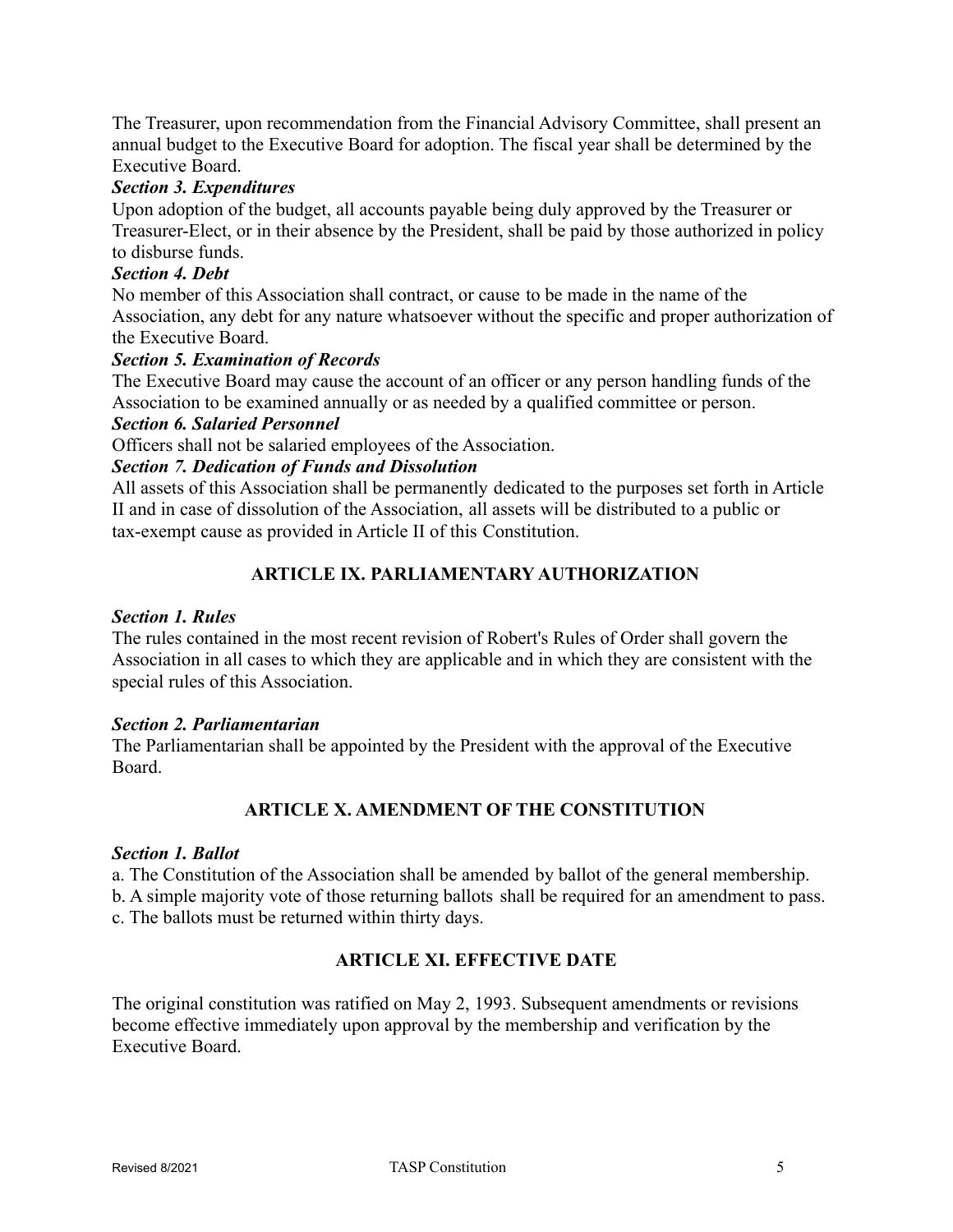The Treasurer, upon recommendation from the Financial Advisory Committee, shall present an annual budget to the Executive Board for adoption. The fiscal year shall be determined by the Executive Board.

***Section 3. Expenditures***

Upon adoption of the budget, all accounts payable being duly approved by the Treasurer or Treasurer-Elect, or in their absence by the President, shall be paid by those authorized in policy to disburse funds.

***Section 4. Debt***

No member of this Association shall contract, or cause to be made in the name of the Association, any debt for any nature whatsoever without the specific and proper authorization of the Executive Board.

***Section 5. Examination of Records***

The Executive Board may cause the account of an officer or any person handling funds of the Association to be examined annually or as needed by a qualified committee or person.

***Section 6. Salaried Personnel***

Officers shall not be salaried employees of the Association.

***Section 7. Dedication of Funds and Dissolution***

All assets of this Association shall be permanently dedicated to the purposes set forth in Article II and in case of dissolution of the Association, all assets will be distributed to a public or tax-exempt cause as provided in Article II of this Constitution.

## ARTICLE IX. PARLIAMENTARY AUTHORIZATION

***Section 1. Rules***

The rules contained in the most recent revision of Robert's Rules of Order shall govern the Association in all cases to which they are applicable and in which they are consistent with the special rules of this Association.

***Section 2. Parliamentarian***

The Parliamentarian shall be appointed by the President with the approval of the Executive Board.

## ARTICLE X. AMENDMENT OF THE CONSTITUTION

***Section 1. Ballot***

a. The Constitution of the Association shall be amended by ballot of the general membership.
b. A simple majority vote of those returning ballots shall be required for an amendment to pass.
c. The ballots must be returned within thirty days.

## ARTICLE XI. EFFECTIVE DATE

The original constitution was ratified on May 2, 1993. Subsequent amendments or revisions become effective immediately upon approval by the membership and verification by the Executive Board.